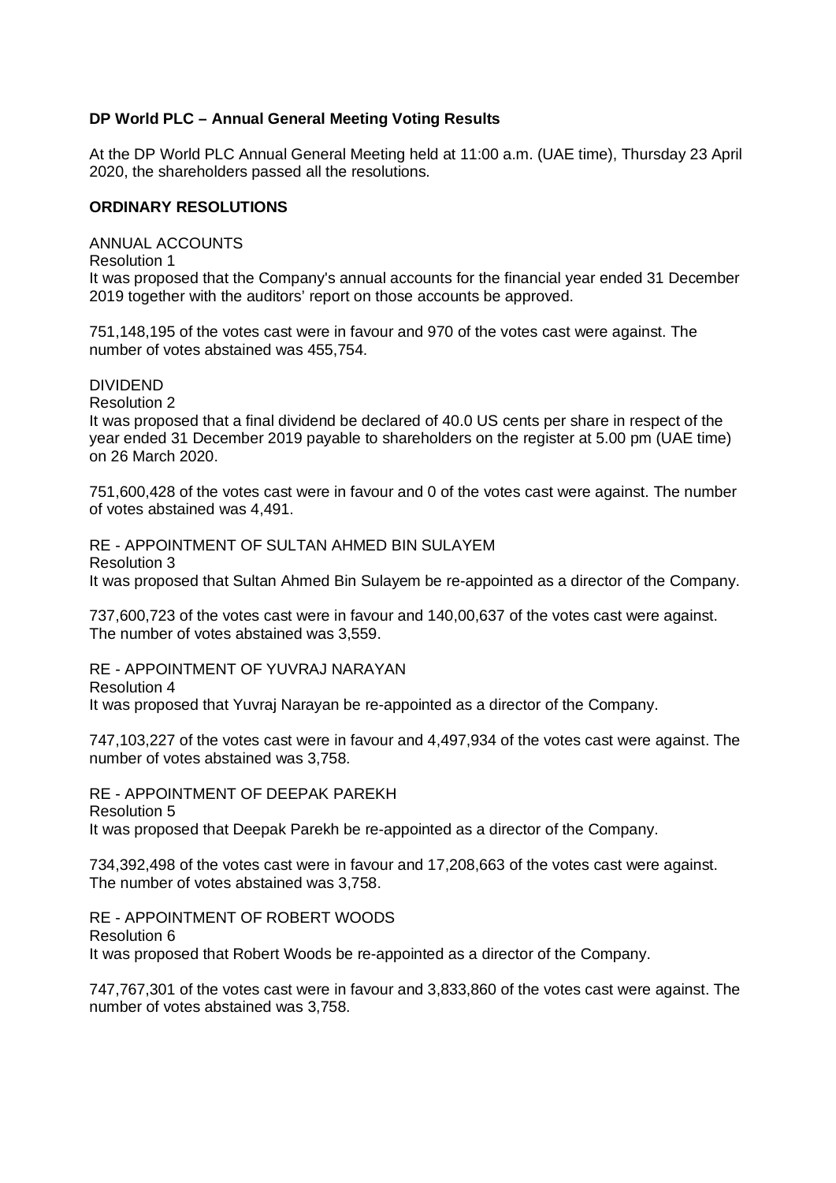**DP World PLC – Annual General Meeting Voting Results**

At the DP World PLC Annual General Meeting held at 11:00 a.m. (UAE time), Thursday 23 April 2020, the shareholders passed all the resolutions.

**ORDINARY RESOLUTIONS**

ANNUAL ACCOUNTS
Resolution 1
It was proposed that the Company's annual accounts for the financial year ended 31 December 2019 together with the auditors' report on those accounts be approved.

751,148,195 of the votes cast were in favour and 970 of the votes cast were against. The number of votes abstained was 455,754.

DIVIDEND
Resolution 2
It was proposed that a final dividend be declared of 40.0 US cents per share in respect of the year ended 31 December 2019 payable to shareholders on the register at 5.00 pm (UAE time) on 26 March 2020.

751,600,428 of the votes cast were in favour and 0 of the votes cast were against. The number of votes abstained was 4,491.

RE - APPOINTMENT OF SULTAN AHMED BIN SULAYEM
Resolution 3
It was proposed that Sultan Ahmed Bin Sulayem be re-appointed as a director of the Company.

737,600,723 of the votes cast were in favour and 140,00,637 of the votes cast were against. The number of votes abstained was 3,559.

RE - APPOINTMENT OF YUVRAJ NARAYAN
Resolution 4
It was proposed that Yuvraj Narayan be re-appointed as a director of the Company.

747,103,227 of the votes cast were in favour and 4,497,934 of the votes cast were against. The number of votes abstained was 3,758.

RE - APPOINTMENT OF DEEPAK PAREKH
Resolution 5
It was proposed that Deepak Parekh be re-appointed as a director of the Company.

734,392,498 of the votes cast were in favour and 17,208,663 of the votes cast were against. The number of votes abstained was 3,758.

RE - APPOINTMENT OF ROBERT WOODS
Resolution 6
It was proposed that Robert Woods be re-appointed as a director of the Company.

747,767,301 of the votes cast were in favour and 3,833,860 of the votes cast were against. The number of votes abstained was 3,758.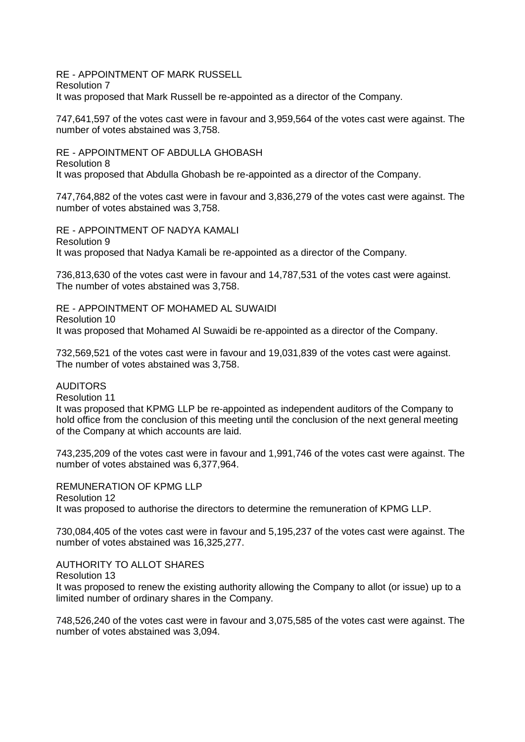## RE - APPOINTMENT OF MARK RUSSELL

Resolution 7

It was proposed that Mark Russell be re-appointed as a director of the Company.

747,641,597 of the votes cast were in favour and 3,959,564 of the votes cast were against. The number of votes abstained was 3,758.

## RE - APPOINTMENT OF ABDULLA GHOBASH

Resolution 8

It was proposed that Abdulla Ghobash be re-appointed as a director of the Company.

747,764,882 of the votes cast were in favour and 3,836,279 of the votes cast were against. The number of votes abstained was 3,758.

## RE - APPOINTMENT OF NADYA KAMALI

Resolution 9

It was proposed that Nadya Kamali be re-appointed as a director of the Company.

736,813,630 of the votes cast were in favour and 14,787,531 of the votes cast were against. The number of votes abstained was 3,758.

## RE - APPOINTMENT OF MOHAMED AL SUWAIDI

Resolution 10

It was proposed that Mohamed Al Suwaidi be re-appointed as a director of the Company.

732,569,521 of the votes cast were in favour and 19,031,839 of the votes cast were against. The number of votes abstained was 3,758.

## AUDITORS

Resolution 11

It was proposed that KPMG LLP be re-appointed as independent auditors of the Company to hold office from the conclusion of this meeting until the conclusion of the next general meeting of the Company at which accounts are laid.

743,235,209 of the votes cast were in favour and 1,991,746 of the votes cast were against. The number of votes abstained was 6,377,964.

## REMUNERATION OF KPMG LLP

Resolution 12

It was proposed to authorise the directors to determine the remuneration of KPMG LLP.

730,084,405 of the votes cast were in favour and 5,195,237 of the votes cast were against. The number of votes abstained was 16,325,277.

## AUTHORITY TO ALLOT SHARES

Resolution 13

It was proposed to renew the existing authority allowing the Company to allot (or issue) up to a limited number of ordinary shares in the Company.

748,526,240 of the votes cast were in favour and 3,075,585 of the votes cast were against. The number of votes abstained was 3,094.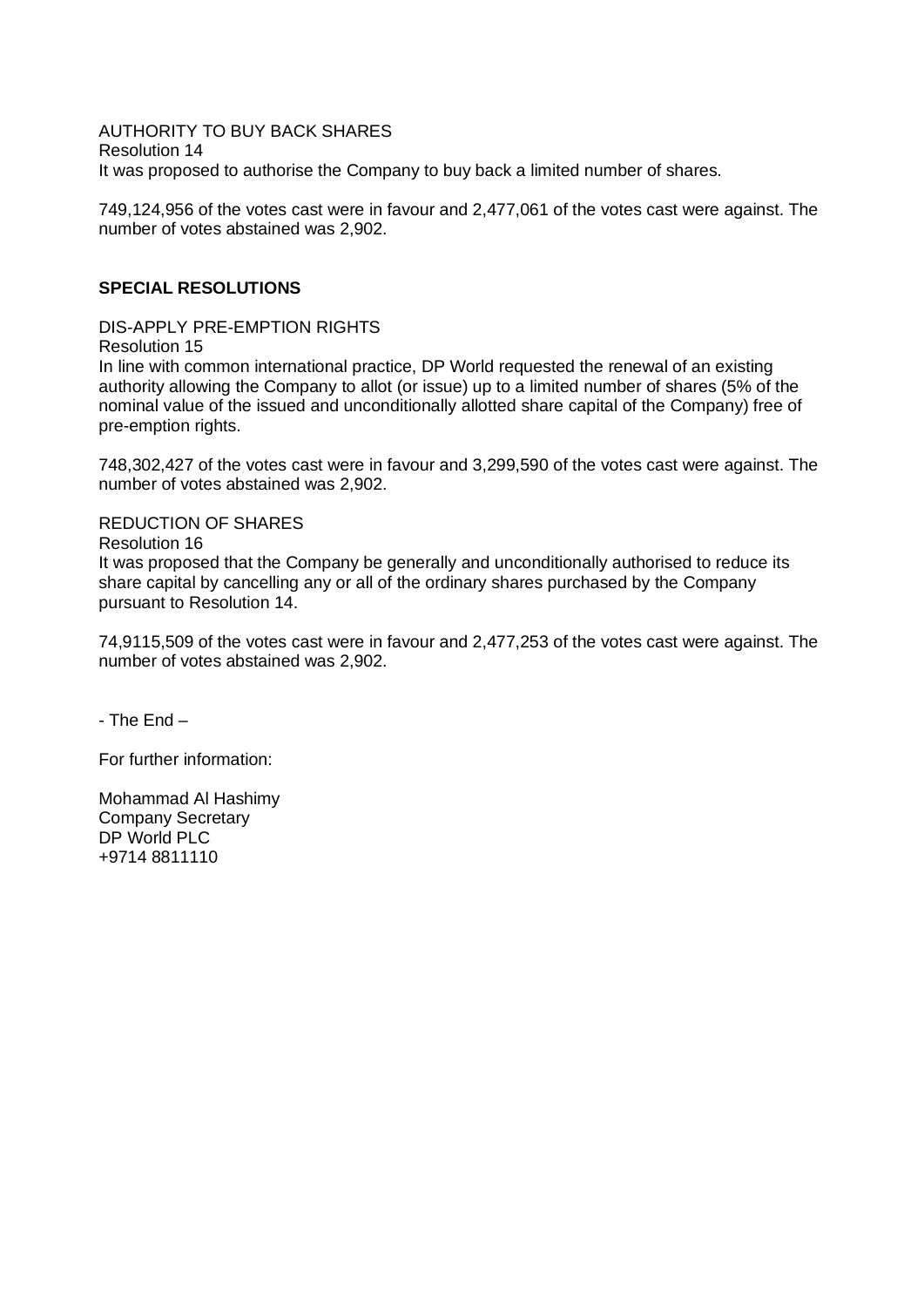AUTHORITY TO BUY BACK SHARES
Resolution 14
It was proposed to authorise the Company to buy back a limited number of shares.

749,124,956 of the votes cast were in favour and 2,477,061 of the votes cast were against. The number of votes abstained was 2,902.

**SPECIAL RESOLUTIONS**

DIS-APPLY PRE-EMPTION RIGHTS
Resolution 15
In line with common international practice, DP World requested the renewal of an existing authority allowing the Company to allot (or issue) up to a limited number of shares (5% of the nominal value of the issued and unconditionally allotted share capital of the Company) free of pre-emption rights.

748,302,427 of the votes cast were in favour and 3,299,590 of the votes cast were against. The number of votes abstained was 2,902.

REDUCTION OF SHARES
Resolution 16
It was proposed that the Company be generally and unconditionally authorised to reduce its share capital by cancelling any or all of the ordinary shares purchased by the Company pursuant to Resolution 14.

74,9115,509 of the votes cast were in favour and 2,477,253 of the votes cast were against. The number of votes abstained was 2,902.

- The End –

For further information:

Mohammad Al Hashimy
Company Secretary
DP World PLC
+9714 8811110